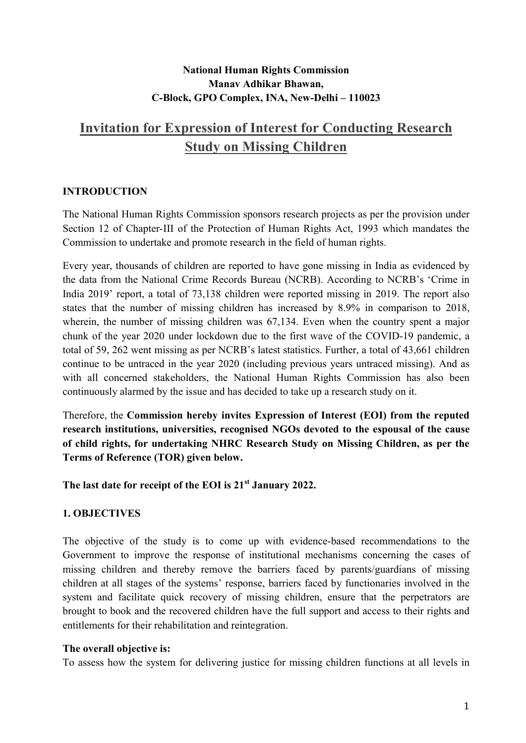**National Human Rights Commission**
**Manav Adhikar Bhawan,**
**C-Block, GPO Complex, INA, New-Delhi – 110023**

# Invitation for Expression of Interest for Conducting Research Study on Missing Children

## INTRODUCTION

The National Human Rights Commission sponsors research projects as per the provision under Section 12 of Chapter-III of the Protection of Human Rights Act, 1993 which mandates the Commission to undertake and promote research in the field of human rights.

Every year, thousands of children are reported to have gone missing in India as evidenced by the data from the National Crime Records Bureau (NCRB). According to NCRB's 'Crime in India 2019' report, a total of 73,138 children were reported missing in 2019. The report also states that the number of missing children has increased by 8.9% in comparison to 2018, wherein, the number of missing children was 67,134. Even when the country spent a major chunk of the year 2020 under lockdown due to the first wave of the COVID-19 pandemic, a total of 59, 262 went missing as per NCRB's latest statistics. Further, a total of 43,661 children continue to be untraced in the year 2020 (including previous years untraced missing). And as with all concerned stakeholders, the National Human Rights Commission has also been continuously alarmed by the issue and has decided to take up a research study on it.

Therefore, the **Commission hereby invites Expression of Interest (EOI) from the reputed research institutions, universities, recognised NGOs devoted to the espousal of the cause of child rights, for undertaking NHRC Research Study on Missing Children, as per the Terms of Reference (TOR) given below.**

**The last date for receipt of the EOI is 21st January 2022.**

## 1. OBJECTIVES

The objective of the study is to come up with evidence-based recommendations to the Government to improve the response of institutional mechanisms concerning the cases of missing children and thereby remove the barriers faced by parents/guardians of missing children at all stages of the systems' response, barriers faced by functionaries involved in the system and facilitate quick recovery of missing children, ensure that the perpetrators are brought to book and the recovered children have the full support and access to their rights and entitlements for their rehabilitation and reintegration.

**The overall objective is:**

To assess how the system for delivering justice for missing children functions at all levels in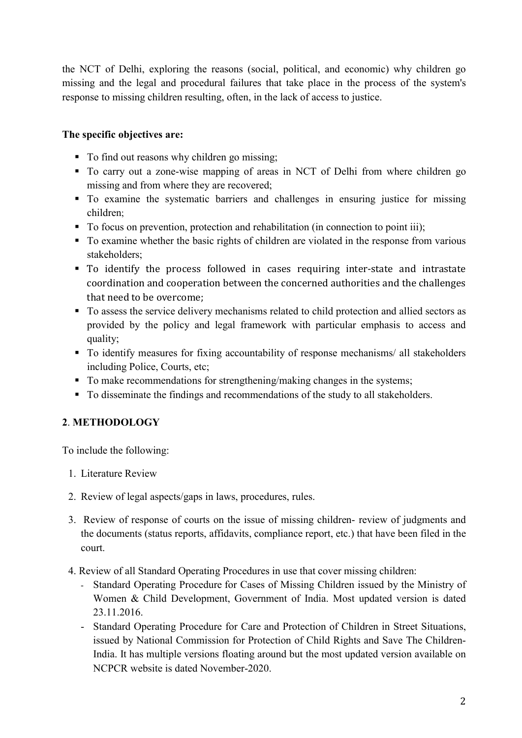the NCT of Delhi, exploring the reasons (social, political, and economic) why children go missing and the legal and procedural failures that take place in the process of the system's response to missing children resulting, often, in the lack of access to justice.

**The specific objectives are:**

- To find out reasons why children go missing;
- To carry out a zone-wise mapping of areas in NCT of Delhi from where children go missing and from where they are recovered;
- To examine the systematic barriers and challenges in ensuring justice for missing children;
- To focus on prevention, protection and rehabilitation (in connection to point iii);
- To examine whether the basic rights of children are violated in the response from various stakeholders;
- To identify the process followed in cases requiring inter-state and intrastate coordination and cooperation between the concerned authorities and the challenges that need to be overcome;
- To assess the service delivery mechanisms related to child protection and allied sectors as provided by the policy and legal framework with particular emphasis to access and quality;
- To identify measures for fixing accountability of response mechanisms/ all stakeholders including Police, Courts, etc;
- To make recommendations for strengthening/making changes in the systems;
- To disseminate the findings and recommendations of the study to all stakeholders.

## 2. METHODOLOGY

To include the following:

1. Literature Review
2. Review of legal aspects/gaps in laws, procedures, rules.
3. Review of response of courts on the issue of missing children- review of judgments and the documents (status reports, affidavits, compliance report, etc.) that have been filed in the court.
4. Review of all Standard Operating Procedures in use that cover missing children:
   - Standard Operating Procedure for Cases of Missing Children issued by the Ministry of Women & Child Development, Government of India. Most updated version is dated 23.11.2016.
   - Standard Operating Procedure for Care and Protection of Children in Street Situations, issued by National Commission for Protection of Child Rights and Save The Children-India. It has multiple versions floating around but the most updated version available on NCPCR website is dated November-2020.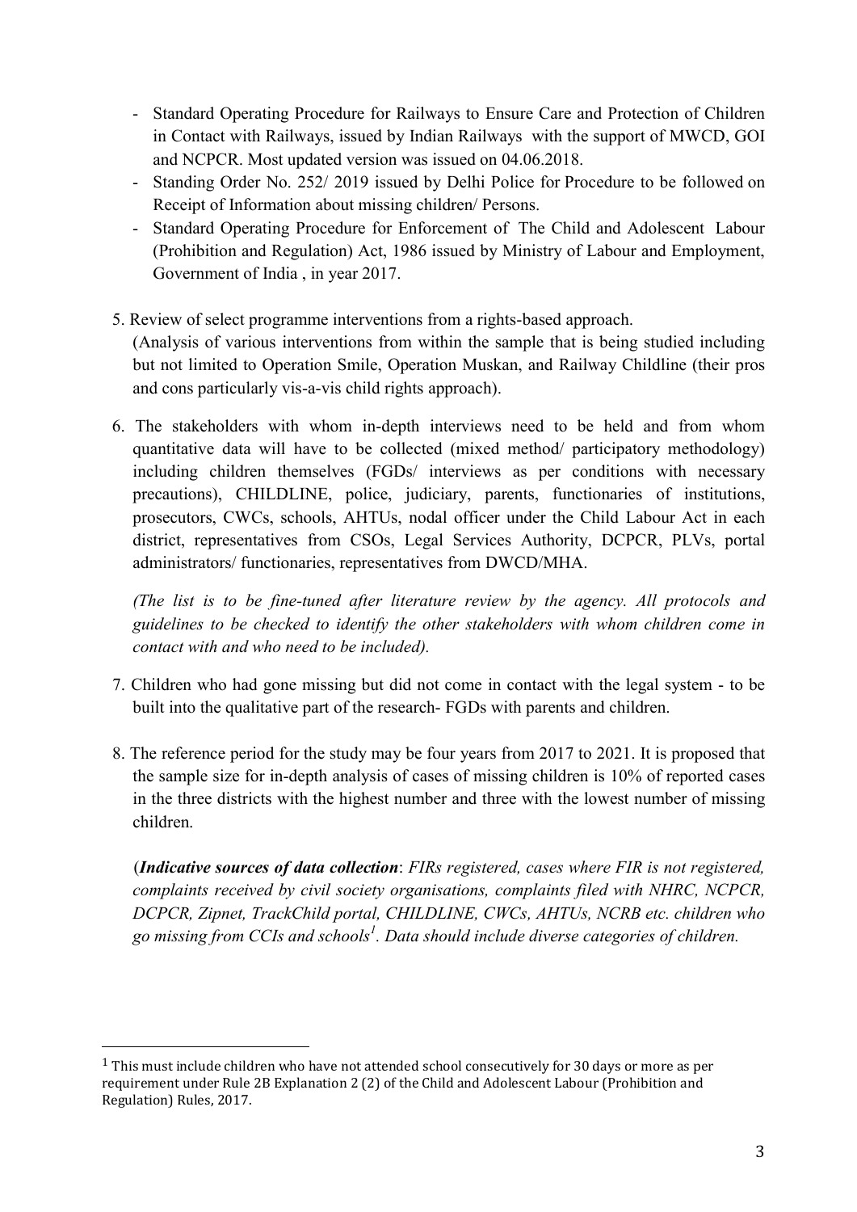- Standard Operating Procedure for Railways to Ensure Care and Protection of Children in Contact with Railways, issued by Indian Railways with the support of MWCD, GOI and NCPCR. Most updated version was issued on 04.06.2018.
- Standing Order No. 252/ 2019 issued by Delhi Police for Procedure to be followed on Receipt of Information about missing children/ Persons.
- Standard Operating Procedure for Enforcement of The Child and Adolescent Labour (Prohibition and Regulation) Act, 1986 issued by Ministry of Labour and Employment, Government of India , in year 2017.

5. Review of select programme interventions from a rights-based approach.
   (Analysis of various interventions from within the sample that is being studied including but not limited to Operation Smile, Operation Muskan, and Railway Childline (their pros and cons particularly vis-a-vis child rights approach).

6. The stakeholders with whom in-depth interviews need to be held and from whom quantitative data will have to be collected (mixed method/ participatory methodology) including children themselves (FGDs/ interviews as per conditions with necessary precautions), CHILDLINE, police, judiciary, parents, functionaries of institutions, prosecutors, CWCs, schools, AHTUs, nodal officer under the Child Labour Act in each district, representatives from CSOs, Legal Services Authority, DCPCR, PLVs, portal administrators/ functionaries, representatives from DWCD/MHA.

   *(The list is to be fine-tuned after literature review by the agency. All protocols and guidelines to be checked to identify the other stakeholders with whom children come in contact with and who need to be included).*

7. Children who had gone missing but did not come in contact with the legal system - to be built into the qualitative part of the research- FGDs with parents and children.

8. The reference period for the study may be four years from 2017 to 2021. It is proposed that the sample size for in-depth analysis of cases of missing children is 10% of reported cases in the three districts with the highest number and three with the lowest number of missing children.

   (***Indicative sources of data collection***: *FIRs registered, cases where FIR is not registered, complaints received by civil society organisations, complaints filed with NHRC, NCPCR, DCPCR, Zipnet, TrackChild portal, CHILDLINE, CWCs, AHTUs, NCRB etc. children who go missing from CCIs and schools*[1]. *Data should include diverse categories of children.*

---

[1] This must include children who have not attended school consecutively for 30 days or more as per requirement under Rule 2B Explanation 2 (2) of the Child and Adolescent Labour (Prohibition and Regulation) Rules, 2017.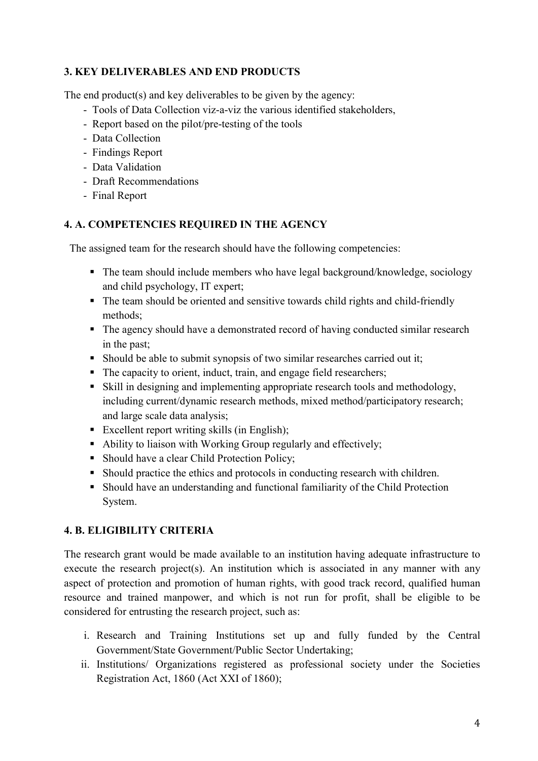### 3. KEY DELIVERABLES AND END PRODUCTS

The end product(s) and key deliverables to be given by the agency:

- Tools of Data Collection viz-a-viz the various identified stakeholders,
- Report based on the pilot/pre-testing of the tools
- Data Collection
- Findings Report
- Data Validation
- Draft Recommendations
- Final Report

### 4. A. COMPETENCIES REQUIRED IN THE AGENCY

The assigned team for the research should have the following competencies:

- The team should include members who have legal background/knowledge, sociology and child psychology, IT expert;
- The team should be oriented and sensitive towards child rights and child-friendly methods;
- The agency should have a demonstrated record of having conducted similar research in the past;
- Should be able to submit synopsis of two similar researches carried out it;
- The capacity to orient, induct, train, and engage field researchers;
- Skill in designing and implementing appropriate research tools and methodology, including current/dynamic research methods, mixed method/participatory research; and large scale data analysis;
- Excellent report writing skills (in English);
- Ability to liaison with Working Group regularly and effectively;
- Should have a clear Child Protection Policy;
- Should practice the ethics and protocols in conducting research with children.
- Should have an understanding and functional familiarity of the Child Protection System.

### 4. B. ELIGIBILITY CRITERIA

The research grant would be made available to an institution having adequate infrastructure to execute the research project(s). An institution which is associated in any manner with any aspect of protection and promotion of human rights, with good track record, qualified human resource and trained manpower, and which is not run for profit, shall be eligible to be considered for entrusting the research project, such as:

i. Research and Training Institutions set up and fully funded by the Central Government/State Government/Public Sector Undertaking;
ii. Institutions/ Organizations registered as professional society under the Societies Registration Act, 1860 (Act XXI of 1860);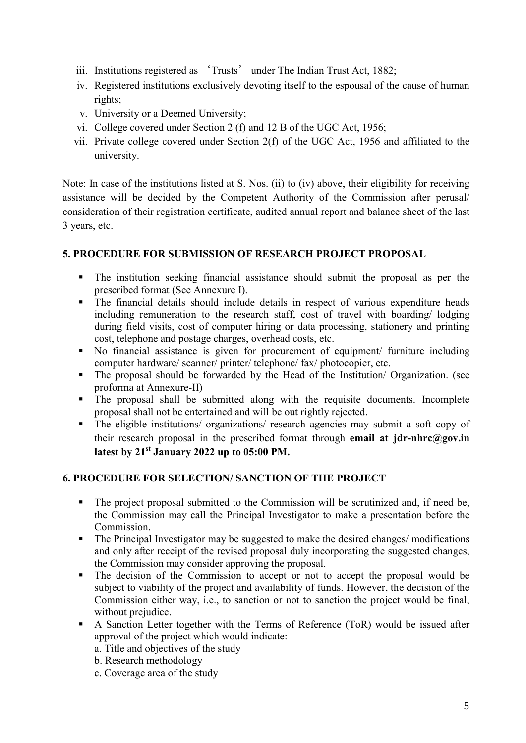iii. Institutions registered as 'Trusts' under The Indian Trust Act, 1882;
iv. Registered institutions exclusively devoting itself to the espousal of the cause of human rights;
v. University or a Deemed University;
vi. College covered under Section 2 (f) and 12 B of the UGC Act, 1956;
vii. Private college covered under Section 2(f) of the UGC Act, 1956 and affiliated to the university.

Note: In case of the institutions listed at S. Nos. (ii) to (iv) above, their eligibility for receiving assistance will be decided by the Competent Authority of the Commission after perusal/ consideration of their registration certificate, audited annual report and balance sheet of the last 3 years, etc.

### 5. PROCEDURE FOR SUBMISSION OF RESEARCH PROJECT PROPOSAL

- The institution seeking financial assistance should submit the proposal as per the prescribed format (See Annexure I).
- The financial details should include details in respect of various expenditure heads including remuneration to the research staff, cost of travel with boarding/ lodging during field visits, cost of computer hiring or data processing, stationery and printing cost, telephone and postage charges, overhead costs, etc.
- No financial assistance is given for procurement of equipment/ furniture including computer hardware/ scanner/ printer/ telephone/ fax/ photocopier, etc.
- The proposal should be forwarded by the Head of the Institution/ Organization. (see proforma at Annexure-II)
- The proposal shall be submitted along with the requisite documents. Incomplete proposal shall not be entertained and will be out rightly rejected.
- The eligible institutions/ organizations/ research agencies may submit a soft copy of their research proposal in the prescribed format through **email at jdr-nhrc@gov.in latest by 21st January 2022 up to 05:00 PM.**

### 6. PROCEDURE FOR SELECTION/ SANCTION OF THE PROJECT

- The project proposal submitted to the Commission will be scrutinized and, if need be, the Commission may call the Principal Investigator to make a presentation before the Commission.
- The Principal Investigator may be suggested to make the desired changes/ modifications and only after receipt of the revised proposal duly incorporating the suggested changes, the Commission may consider approving the proposal.
- The decision of the Commission to accept or not to accept the proposal would be subject to viability of the project and availability of funds. However, the decision of the Commission either way, i.e., to sanction or not to sanction the project would be final, without prejudice.
- A Sanction Letter together with the Terms of Reference (ToR) would be issued after approval of the project which would indicate:
  a. Title and objectives of the study
  b. Research methodology
  c. Coverage area of the study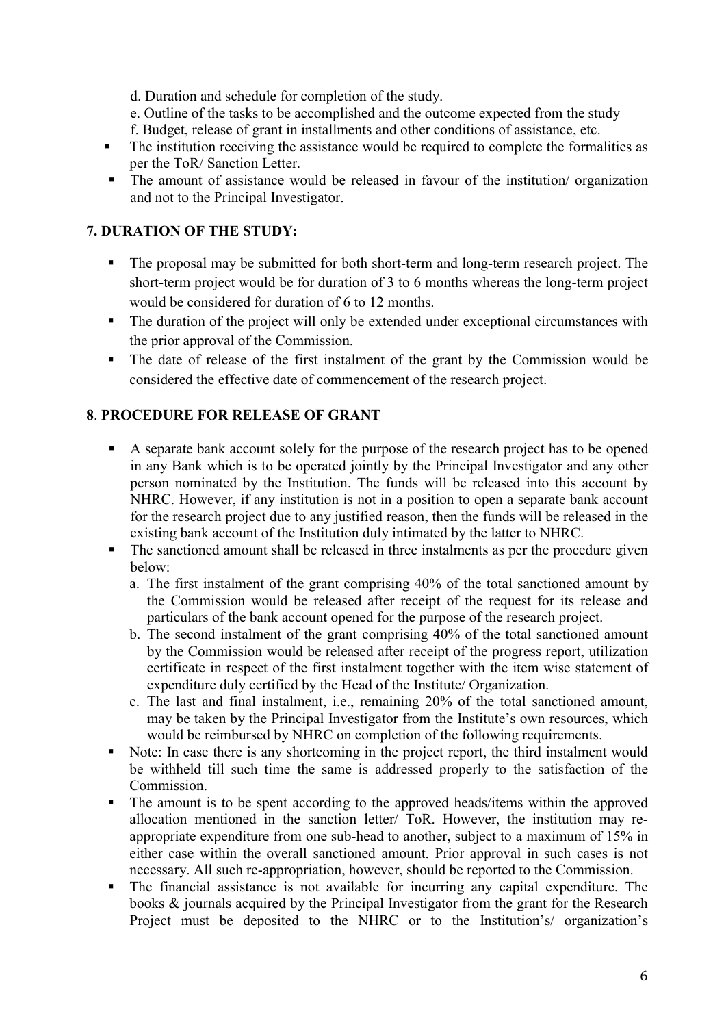d. Duration and schedule for completion of the study.

e. Outline of the tasks to be accomplished and the outcome expected from the study

f. Budget, release of grant in installments and other conditions of assistance, etc.

- The institution receiving the assistance would be required to complete the formalities as per the ToR/ Sanction Letter.
- The amount of assistance would be released in favour of the institution/ organization and not to the Principal Investigator.

**7. DURATION OF THE STUDY:**

- The proposal may be submitted for both short-term and long-term research project. The short-term project would be for duration of 3 to 6 months whereas the long-term project would be considered for duration of 6 to 12 months.
- The duration of the project will only be extended under exceptional circumstances with the prior approval of the Commission.
- The date of release of the first instalment of the grant by the Commission would be considered the effective date of commencement of the research project.

**8. PROCEDURE FOR RELEASE OF GRANT**

- A separate bank account solely for the purpose of the research project has to be opened in any Bank which is to be operated jointly by the Principal Investigator and any other person nominated by the Institution. The funds will be released into this account by NHRC. However, if any institution is not in a position to open a separate bank account for the research project due to any justified reason, then the funds will be released in the existing bank account of the Institution duly intimated by the latter to NHRC.
- The sanctioned amount shall be released in three instalments as per the procedure given below:
  a. The first instalment of the grant comprising 40% of the total sanctioned amount by the Commission would be released after receipt of the request for its release and particulars of the bank account opened for the purpose of the research project.
  b. The second instalment of the grant comprising 40% of the total sanctioned amount by the Commission would be released after receipt of the progress report, utilization certificate in respect of the first instalment together with the item wise statement of expenditure duly certified by the Head of the Institute/ Organization.
  c. The last and final instalment, i.e., remaining 20% of the total sanctioned amount, may be taken by the Principal Investigator from the Institute's own resources, which would be reimbursed by NHRC on completion of the following requirements.
- Note: In case there is any shortcoming in the project report, the third instalment would be withheld till such time the same is addressed properly to the satisfaction of the Commission.
- The amount is to be spent according to the approved heads/items within the approved allocation mentioned in the sanction letter/ ToR. However, the institution may re-appropriate expenditure from one sub-head to another, subject to a maximum of 15% in either case within the overall sanctioned amount. Prior approval in such cases is not necessary. All such re-appropriation, however, should be reported to the Commission.
- The financial assistance is not available for incurring any capital expenditure. The books & journals acquired by the Principal Investigator from the grant for the Research Project must be deposited to the NHRC or to the Institution's/ organization's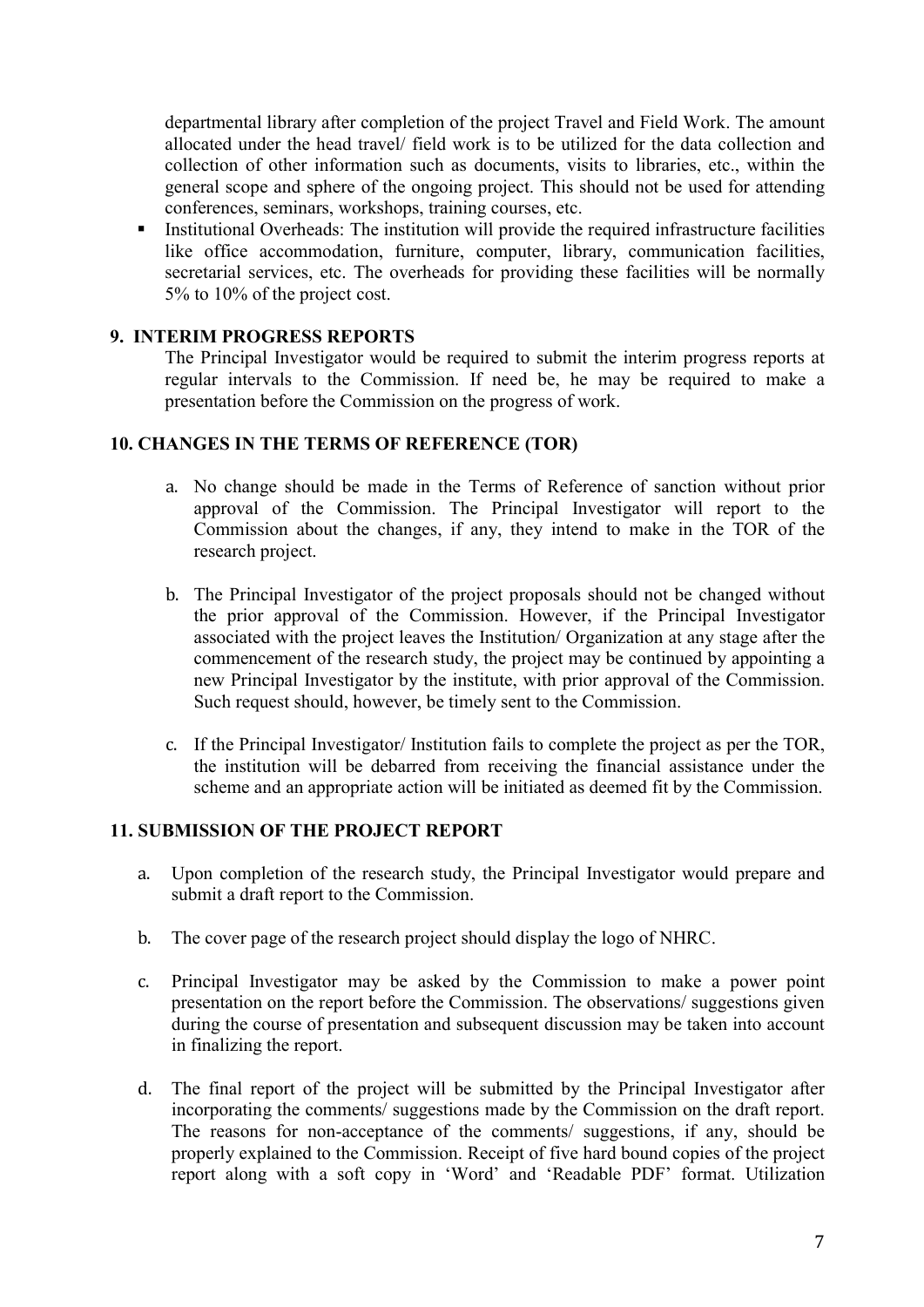departmental library after completion of the project Travel and Field Work. The amount allocated under the head travel/ field work is to be utilized for the data collection and collection of other information such as documents, visits to libraries, etc., within the general scope and sphere of the ongoing project. This should not be used for attending conferences, seminars, workshops, training courses, etc.

- Institutional Overheads: The institution will provide the required infrastructure facilities like office accommodation, furniture, computer, library, communication facilities, secretarial services, etc. The overheads for providing these facilities will be normally 5% to 10% of the project cost.

## 9. INTERIM PROGRESS REPORTS

The Principal Investigator would be required to submit the interim progress reports at regular intervals to the Commission. If need be, he may be required to make a presentation before the Commission on the progress of work.

## 10. CHANGES IN THE TERMS OF REFERENCE (TOR)

a. No change should be made in the Terms of Reference of sanction without prior approval of the Commission. The Principal Investigator will report to the Commission about the changes, if any, they intend to make in the TOR of the research project.

b. The Principal Investigator of the project proposals should not be changed without the prior approval of the Commission. However, if the Principal Investigator associated with the project leaves the Institution/ Organization at any stage after the commencement of the research study, the project may be continued by appointing a new Principal Investigator by the institute, with prior approval of the Commission. Such request should, however, be timely sent to the Commission.

c. If the Principal Investigator/ Institution fails to complete the project as per the TOR, the institution will be debarred from receiving the financial assistance under the scheme and an appropriate action will be initiated as deemed fit by the Commission.

## 11. SUBMISSION OF THE PROJECT REPORT

a. Upon completion of the research study, the Principal Investigator would prepare and submit a draft report to the Commission.

b. The cover page of the research project should display the logo of NHRC.

c. Principal Investigator may be asked by the Commission to make a power point presentation on the report before the Commission. The observations/ suggestions given during the course of presentation and subsequent discussion may be taken into account in finalizing the report.

d. The final report of the project will be submitted by the Principal Investigator after incorporating the comments/ suggestions made by the Commission on the draft report. The reasons for non-acceptance of the comments/ suggestions, if any, should be properly explained to the Commission. Receipt of five hard bound copies of the project report along with a soft copy in 'Word' and 'Readable PDF' format. Utilization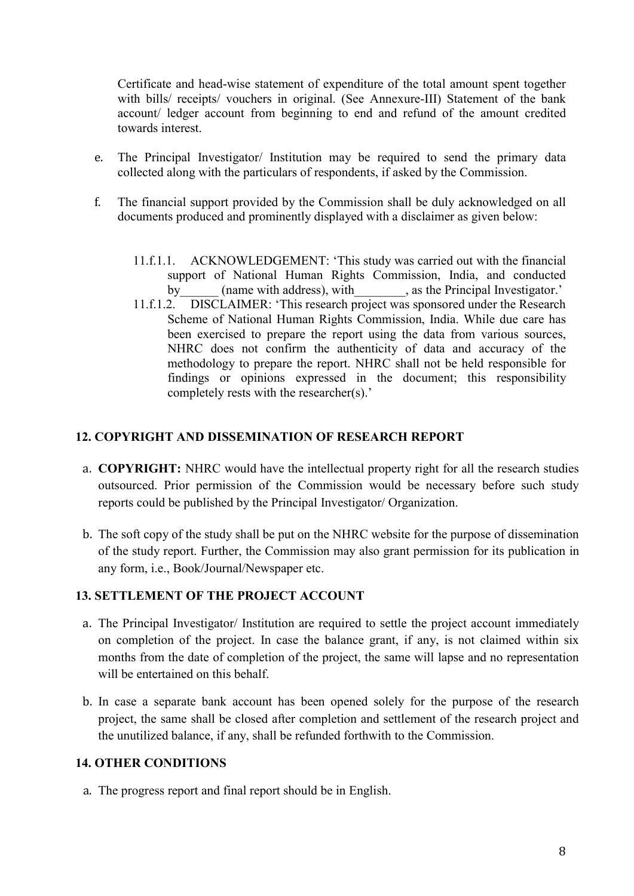Certificate and head-wise statement of expenditure of the total amount spent together with bills/ receipts/ vouchers in original. (See Annexure-III) Statement of the bank account/ ledger account from beginning to end and refund of the amount credited towards interest.

e. The Principal Investigator/ Institution may be required to send the primary data collected along with the particulars of respondents, if asked by the Commission.

f. The financial support provided by the Commission shall be duly acknowledged on all documents produced and prominently displayed with a disclaimer as given below:

   11.f.1.1. ACKNOWLEDGEMENT: 'This study was carried out with the financial support of National Human Rights Commission, India, and conducted by______ (name with address), with________, as the Principal Investigator.'

   11.f.1.2. DISCLAIMER: 'This research project was sponsored under the Research Scheme of National Human Rights Commission, India. While due care has been exercised to prepare the report using the data from various sources, NHRC does not confirm the authenticity of data and accuracy of the methodology to prepare the report. NHRC shall not be held responsible for findings or opinions expressed in the document; this responsibility completely rests with the researcher(s).'

## 12. COPYRIGHT AND DISSEMINATION OF RESEARCH REPORT

a. **COPYRIGHT:** NHRC would have the intellectual property right for all the research studies outsourced. Prior permission of the Commission would be necessary before such study reports could be published by the Principal Investigator/ Organization.

b. The soft copy of the study shall be put on the NHRC website for the purpose of dissemination of the study report. Further, the Commission may also grant permission for its publication in any form, i.e., Book/Journal/Newspaper etc.

## 13. SETTLEMENT OF THE PROJECT ACCOUNT

a. The Principal Investigator/ Institution are required to settle the project account immediately on completion of the project. In case the balance grant, if any, is not claimed within six months from the date of completion of the project, the same will lapse and no representation will be entertained on this behalf.

b. In case a separate bank account has been opened solely for the purpose of the research project, the same shall be closed after completion and settlement of the research project and the unutilized balance, if any, shall be refunded forthwith to the Commission.

## 14. OTHER CONDITIONS

a. The progress report and final report should be in English.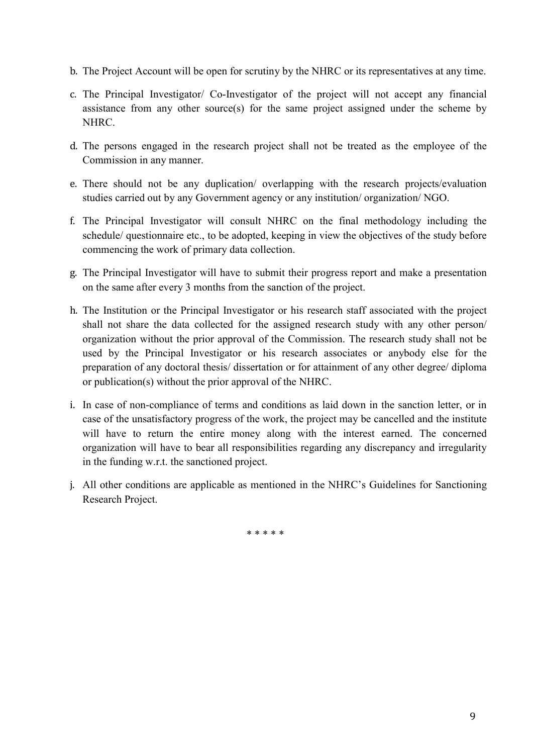b. The Project Account will be open for scrutiny by the NHRC or its representatives at any time.

c. The Principal Investigator/ Co-Investigator of the project will not accept any financial assistance from any other source(s) for the same project assigned under the scheme by NHRC.

d. The persons engaged in the research project shall not be treated as the employee of the Commission in any manner.

e. There should not be any duplication/ overlapping with the research projects/evaluation studies carried out by any Government agency or any institution/ organization/ NGO.

f. The Principal Investigator will consult NHRC on the final methodology including the schedule/ questionnaire etc., to be adopted, keeping in view the objectives of the study before commencing the work of primary data collection.

g. The Principal Investigator will have to submit their progress report and make a presentation on the same after every 3 months from the sanction of the project.

h. The Institution or the Principal Investigator or his research staff associated with the project shall not share the data collected for the assigned research study with any other person/ organization without the prior approval of the Commission. The research study shall not be used by the Principal Investigator or his research associates or anybody else for the preparation of any doctoral thesis/ dissertation or for attainment of any other degree/ diploma or publication(s) without the prior approval of the NHRC.

i. In case of non-compliance of terms and conditions as laid down in the sanction letter, or in case of the unsatisfactory progress of the work, the project may be cancelled and the institute will have to return the entire money along with the interest earned. The concerned organization will have to bear all responsibilities regarding any discrepancy and irregularity in the funding w.r.t. the sanctioned project.

j. All other conditions are applicable as mentioned in the NHRC's Guidelines for Sanctioning Research Project.

\* \* \* \* \*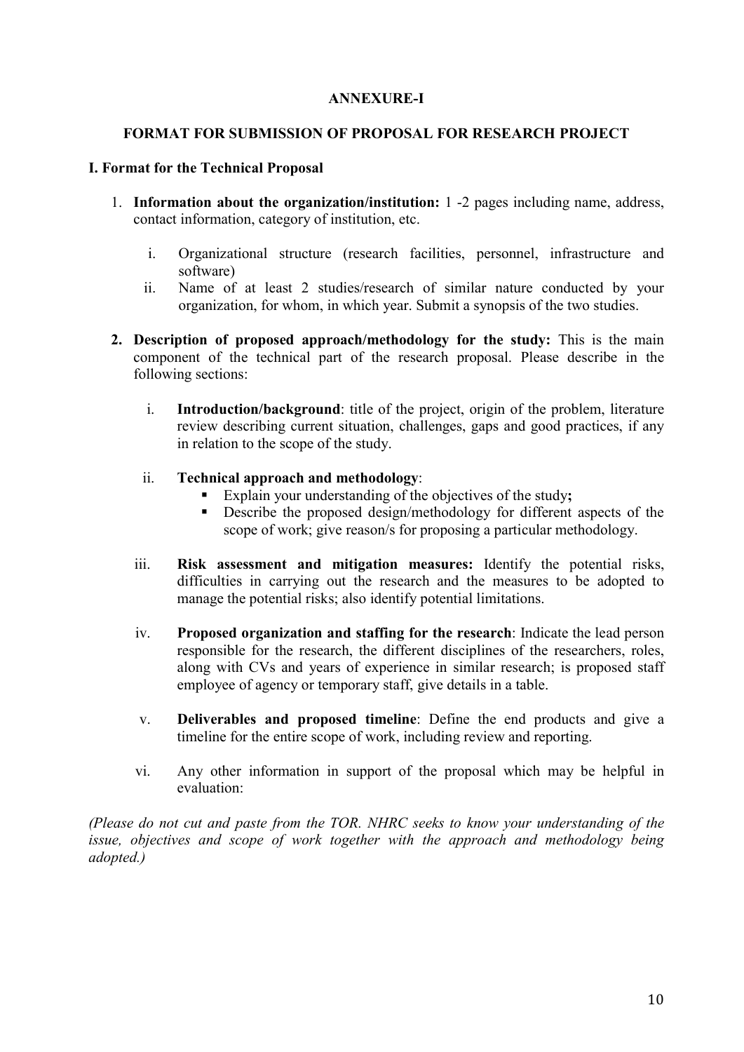**ANNEXURE-I**

**FORMAT FOR SUBMISSION OF PROPOSAL FOR RESEARCH PROJECT**

**I. Format for the Technical Proposal**

1. **Information about the organization/institution:** 1 -2 pages including name, address, contact information, category of institution, etc.

   i. Organizational structure (research facilities, personnel, infrastructure and software)

   ii. Name of at least 2 studies/research of similar nature conducted by your organization, for whom, in which year. Submit a synopsis of the two studies.

2. **Description of proposed approach/methodology for the study:** This is the main component of the technical part of the research proposal. Please describe in the following sections:

   i. **Introduction/background**: title of the project, origin of the problem, literature review describing current situation, challenges, gaps and good practices, if any in relation to the scope of the study.

   ii. **Technical approach and methodology**:
      - Explain your understanding of the objectives of the study**;**
      - Describe the proposed design/methodology for different aspects of the scope of work; give reason/s for proposing a particular methodology.

   iii. **Risk assessment and mitigation measures:** Identify the potential risks, difficulties in carrying out the research and the measures to be adopted to manage the potential risks; also identify potential limitations.

   iv. **Proposed organization and staffing for the research**: Indicate the lead person responsible for the research, the different disciplines of the researchers, roles, along with CVs and years of experience in similar research; is proposed staff employee of agency or temporary staff, give details in a table.

   v. **Deliverables and proposed timeline**: Define the end products and give a timeline for the entire scope of work, including review and reporting.

   vi. Any other information in support of the proposal which may be helpful in evaluation:

*(Please do not cut and paste from the TOR. NHRC seeks to know your understanding of the issue, objectives and scope of work together with the approach and methodology being adopted.)*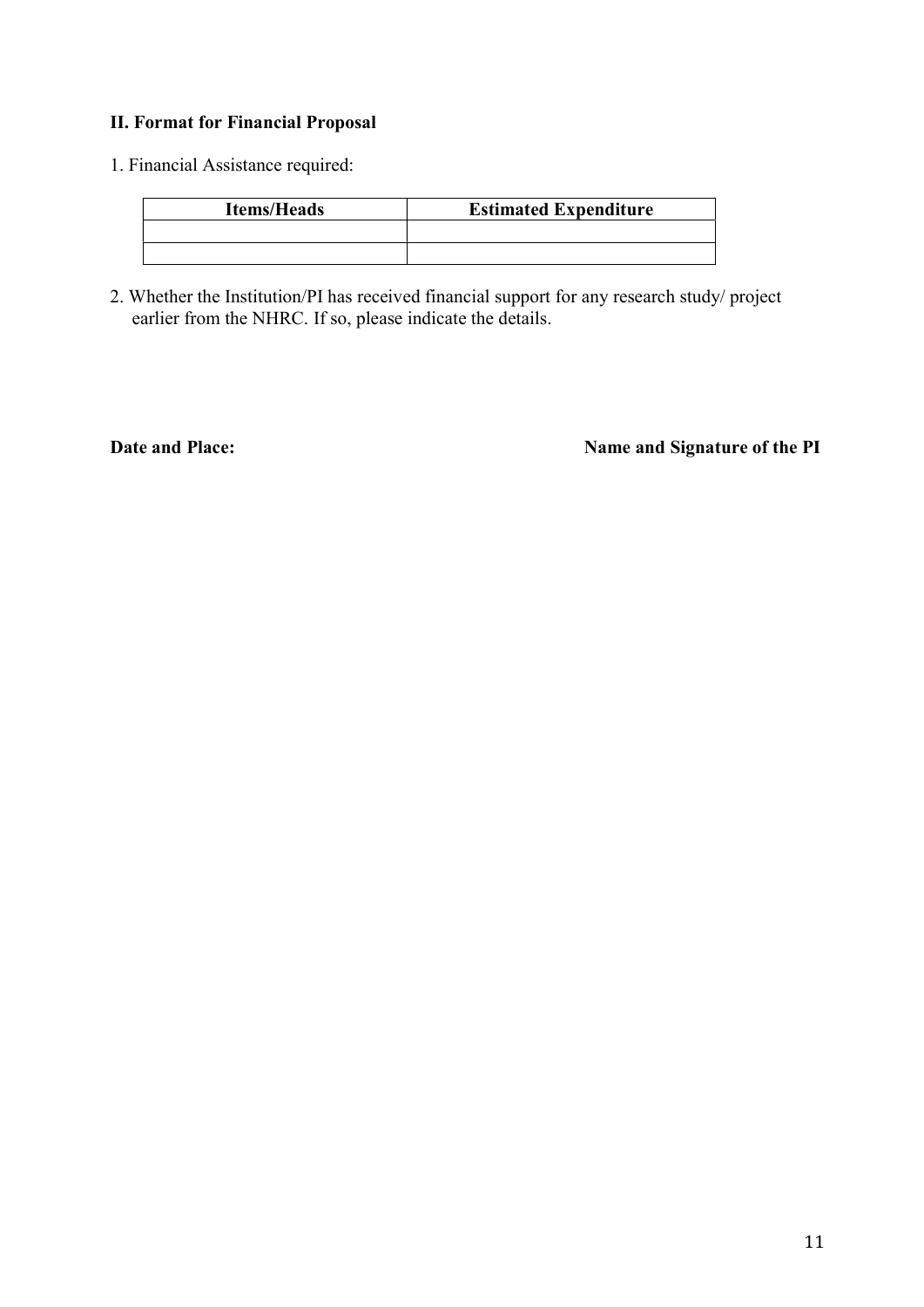**II. Format for Financial Proposal**

1. Financial Assistance required:

| Items/Heads | Estimated Expenditure |
|---|---|
| | |
| | |

2. Whether the Institution/PI has received financial support for any research study/ project earlier from the NHRC. If so, please indicate the details.

**Date and Place:** **Name and Signature of the PI**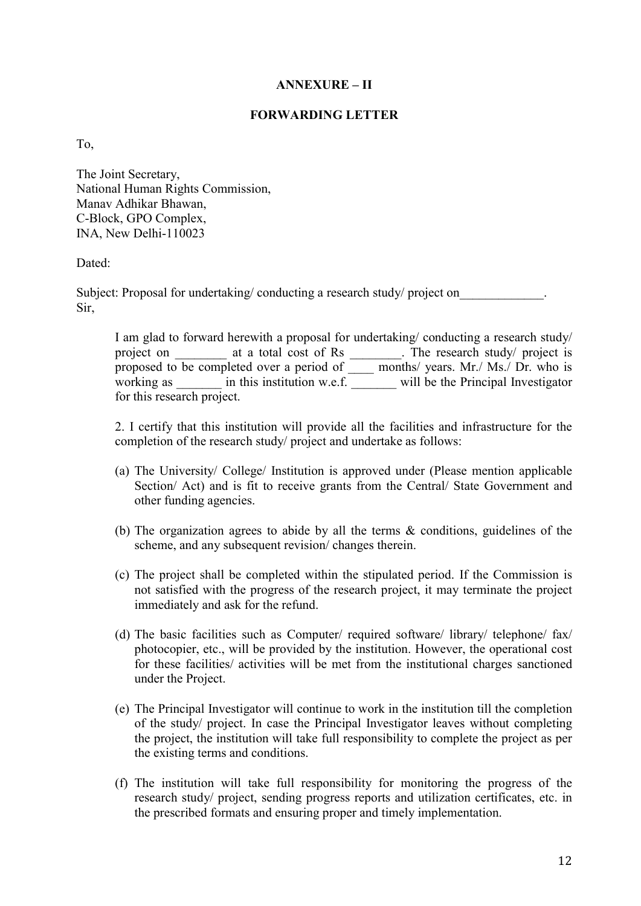**ANNEXURE – II**

**FORWARDING LETTER**

To,

The Joint Secretary,
National Human Rights Commission,
Manav Adhikar Bhawan,
C-Block, GPO Complex,
INA, New Delhi-110023

Dated:

Subject: Proposal for undertaking/ conducting a research study/ project on_____________.
Sir,

I am glad to forward herewith a proposal for undertaking/ conducting a research study/ project on ________ at a total cost of Rs ________. The research study/ project is proposed to be completed over a period of ____ months/ years. Mr./ Ms./ Dr. who is working as _______ in this institution w.e.f. _______ will be the Principal Investigator for this research project.

2. I certify that this institution will provide all the facilities and infrastructure for the completion of the research study/ project and undertake as follows:

(a) The University/ College/ Institution is approved under (Please mention applicable Section/ Act) and is fit to receive grants from the Central/ State Government and other funding agencies.

(b) The organization agrees to abide by all the terms & conditions, guidelines of the scheme, and any subsequent revision/ changes therein.

(c) The project shall be completed within the stipulated period. If the Commission is not satisfied with the progress of the research project, it may terminate the project immediately and ask for the refund.

(d) The basic facilities such as Computer/ required software/ library/ telephone/ fax/ photocopier, etc., will be provided by the institution. However, the operational cost for these facilities/ activities will be met from the institutional charges sanctioned under the Project.

(e) The Principal Investigator will continue to work in the institution till the completion of the study/ project. In case the Principal Investigator leaves without completing the project, the institution will take full responsibility to complete the project as per the existing terms and conditions.

(f) The institution will take full responsibility for monitoring the progress of the research study/ project, sending progress reports and utilization certificates, etc. in the prescribed formats and ensuring proper and timely implementation.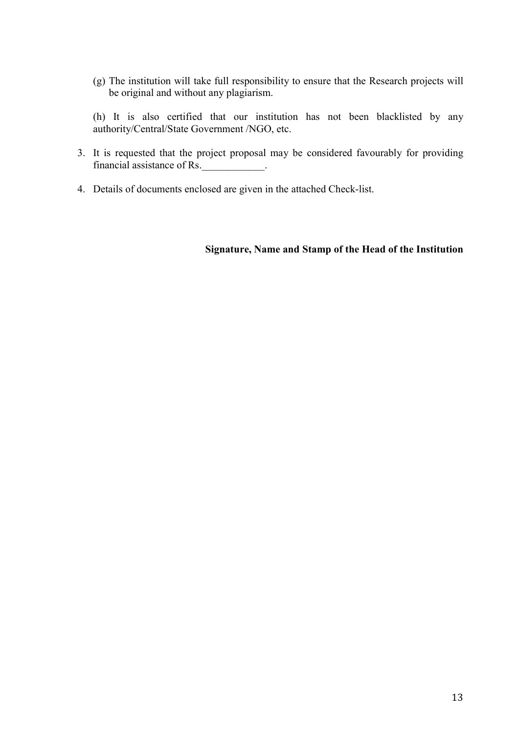(g) The institution will take full responsibility to ensure that the Research projects will be original and without any plagiarism.

(h) It is also certified that our institution has not been blacklisted by any authority/Central/State Government /NGO, etc.

3. It is requested that the project proposal may be considered favourably for providing financial assistance of Rs.____________.

4. Details of documents enclosed are given in the attached Check-list.

**Signature, Name and Stamp of the Head of the Institution**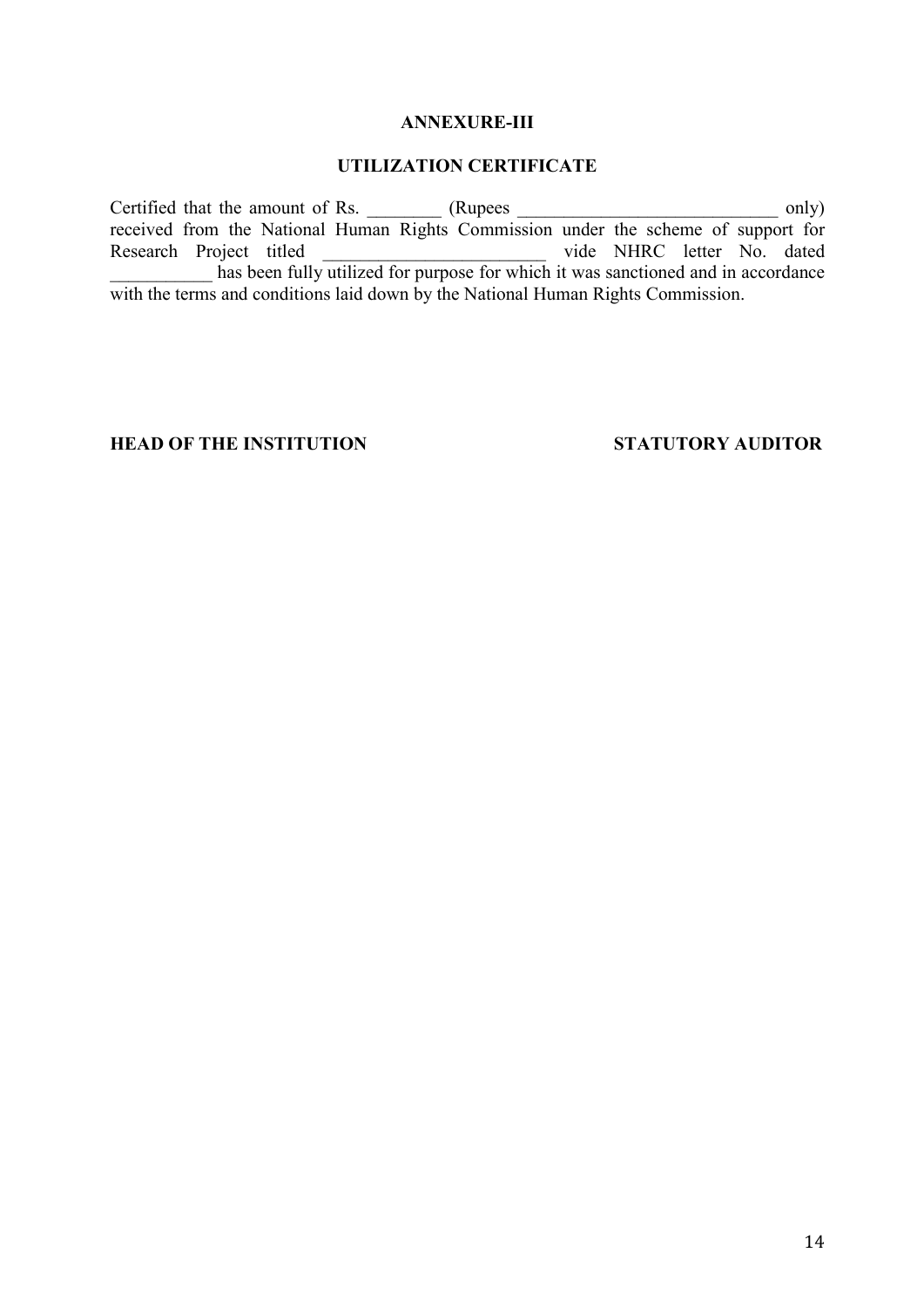**ANNEXURE-III**

**UTILIZATION CERTIFICATE**

Certified that the amount of Rs. ________ (Rupees ____________________________ only) received from the National Human Rights Commission under the scheme of support for Research Project titled ________________________ vide NHRC letter No. dated ___________ has been fully utilized for purpose for which it was sanctioned and in accordance with the terms and conditions laid down by the National Human Rights Commission.

**HEAD OF THE INSTITUTION** **STATUTORY AUDITOR**